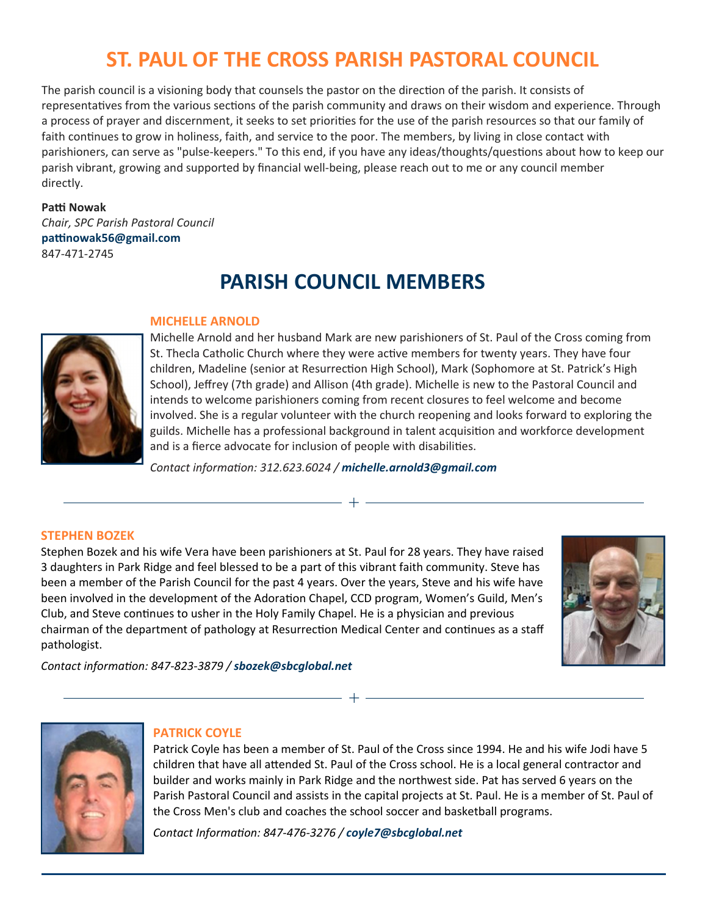# ST. PAUL OF THE CROSS PARISH PASTORAL COUNCIL

The parish council is a visioning body that counsels the pastor on the direction of the parish. It consists of representatives from the various sections of the parish community and draws on their wisdom and experience. Through a process of prayer and discernment, it seeks to set priorities for the use of the parish resources so that our family of faith continues to grow in holiness, faith, and service to the poor. The members, by living in close contact with parishioners, can serve as "pulse-keepers." To this end, if you have any ideas/thoughts/questions about how to keep our parish vibrant, growing and supported by financial well-being, please reach out to me or any council member directly.

**Patti Nowak**
*Chair, SPC Parish Pastoral Council*
**pattinowak56@gmail.com**
847-471-2745

## PARISH COUNCIL MEMBERS

### MICHELLE ARNOLD

Michelle Arnold and her husband Mark are new parishioners of St. Paul of the Cross coming from St. Thecla Catholic Church where they were active members for twenty years. They have four children, Madeline (senior at Resurrection High School), Mark (Sophomore at St. Patrick's High School), Jeffrey (7th grade) and Allison (4th grade). Michelle is new to the Pastoral Council and intends to welcome parishioners coming from recent closures to feel welcome and become involved. She is a regular volunteer with the church reopening and looks forward to exploring the guilds. Michelle has a professional background in talent acquisition and workforce development and is a fierce advocate for inclusion of people with disabilities.

*Contact information: 312.623.6024 / **michelle.arnold3@gmail.com***

---

### STEPHEN BOZEK

Stephen Bozek and his wife Vera have been parishioners at St. Paul for 28 years. They have raised 3 daughters in Park Ridge and feel blessed to be a part of this vibrant faith community. Steve has been a member of the Parish Council for the past 4 years. Over the years, Steve and his wife have been involved in the development of the Adoration Chapel, CCD program, Women's Guild, Men's Club, and Steve continues to usher in the Holy Family Chapel. He is a physician and previous chairman of the department of pathology at Resurrection Medical Center and continues as a staff pathologist.

*Contact information: 847-823-3879 / **sbozek@sbcglobal.net***

---

### PATRICK COYLE

Patrick Coyle has been a member of St. Paul of the Cross since 1994. He and his wife Jodi have 5 children that have all attended St. Paul of the Cross school. He is a local general contractor and builder and works mainly in Park Ridge and the northwest side. Pat has served 6 years on the Parish Pastoral Council and assists in the capital projects at St. Paul. He is a member of St. Paul of the Cross Men's club and coaches the school soccer and basketball programs.

*Contact Information: 847-476-3276 / **coyle7@sbcglobal.net***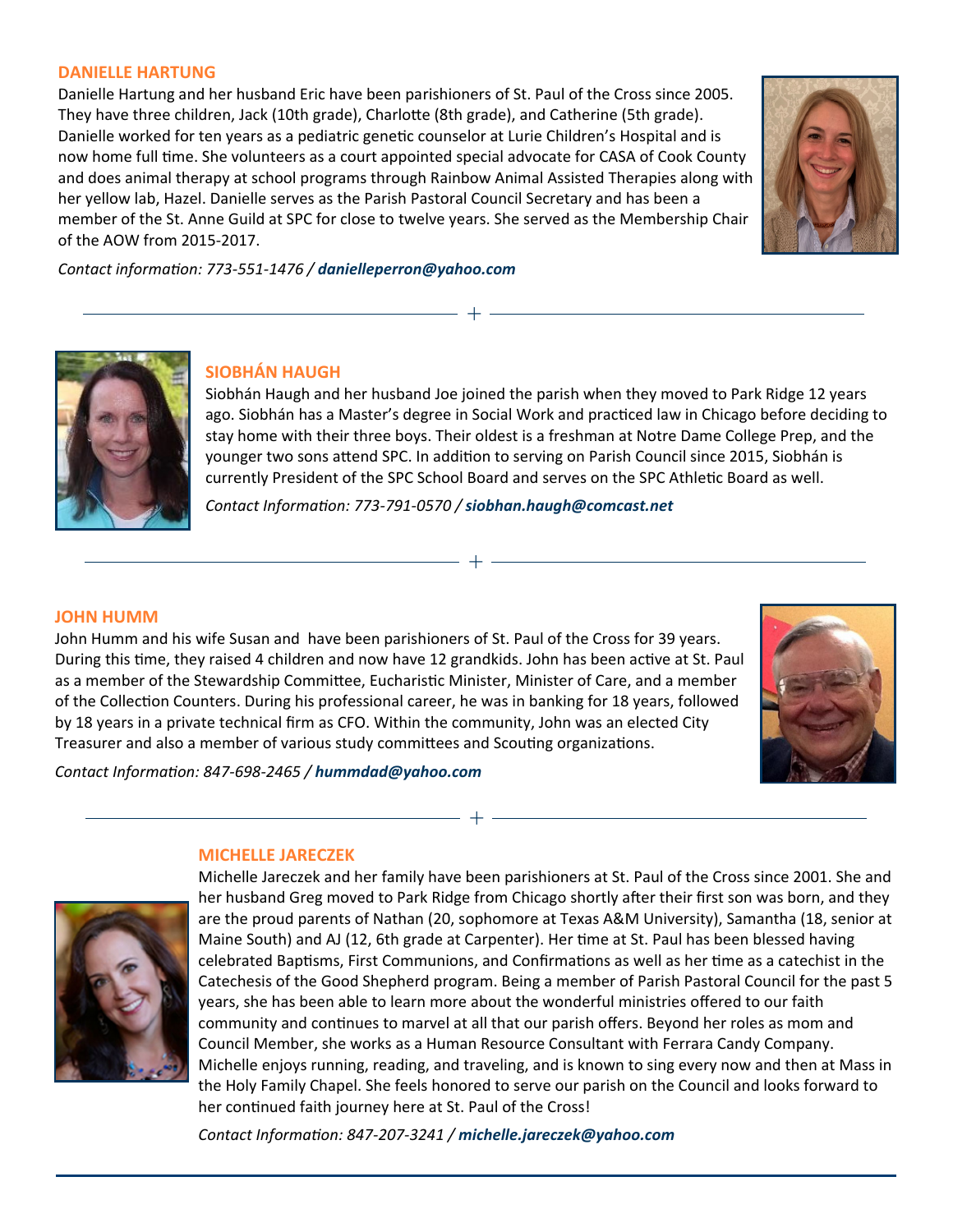## DANIELLE HARTUNG

Danielle Hartung and her husband Eric have been parishioners of St. Paul of the Cross since 2005. They have three children, Jack (10th grade), Charlotte (8th grade), and Catherine (5th grade). Danielle worked for ten years as a pediatric genetic counselor at Lurie Children's Hospital and is now home full time. She volunteers as a court appointed special advocate for CASA of Cook County and does animal therapy at school programs through Rainbow Animal Assisted Therapies along with her yellow lab, Hazel. Danielle serves as the Parish Pastoral Council Secretary and has been a member of the St. Anne Guild at SPC for close to twelve years. She served as the Membership Chair of the AOW from 2015-2017.

*Contact information: 773-551-1476 / **danielleperron@yahoo.com***

---

## SIOBHÁN HAUGH

Siobhán Haugh and her husband Joe joined the parish when they moved to Park Ridge 12 years ago. Siobhán has a Master's degree in Social Work and practiced law in Chicago before deciding to stay home with their three boys. Their oldest is a freshman at Notre Dame College Prep, and the younger two sons attend SPC. In addition to serving on Parish Council since 2015, Siobhán is currently President of the SPC School Board and serves on the SPC Athletic Board as well.

*Contact Information: 773-791-0570 / **siobhan.haugh@comcast.net***

---

## JOHN HUMM

John Humm and his wife Susan and have been parishioners of St. Paul of the Cross for 39 years. During this time, they raised 4 children and now have 12 grandkids. John has been active at St. Paul as a member of the Stewardship Committee, Eucharistic Minister, Minister of Care, and a member of the Collection Counters. During his professional career, he was in banking for 18 years, followed by 18 years in a private technical firm as CFO. Within the community, John was an elected City Treasurer and also a member of various study committees and Scouting organizations.

*Contact Information: 847-698-2465 / **hummdad@yahoo.com***

---

## MICHELLE JARECZEK

Michelle Jareczek and her family have been parishioners at St. Paul of the Cross since 2001. She and her husband Greg moved to Park Ridge from Chicago shortly after their first son was born, and they are the proud parents of Nathan (20, sophomore at Texas A&M University), Samantha (18, senior at Maine South) and AJ (12, 6th grade at Carpenter). Her time at St. Paul has been blessed having celebrated Baptisms, First Communions, and Confirmations as well as her time as a catechist in the Catechesis of the Good Shepherd program. Being a member of Parish Pastoral Council for the past 5 years, she has been able to learn more about the wonderful ministries offered to our faith community and continues to marvel at all that our parish offers. Beyond her roles as mom and Council Member, she works as a Human Resource Consultant with Ferrara Candy Company. Michelle enjoys running, reading, and traveling, and is known to sing every now and then at Mass in the Holy Family Chapel. She feels honored to serve our parish on the Council and looks forward to her continued faith journey here at St. Paul of the Cross!

*Contact Information: 847-207-3241 / **michelle.jareczek@yahoo.com***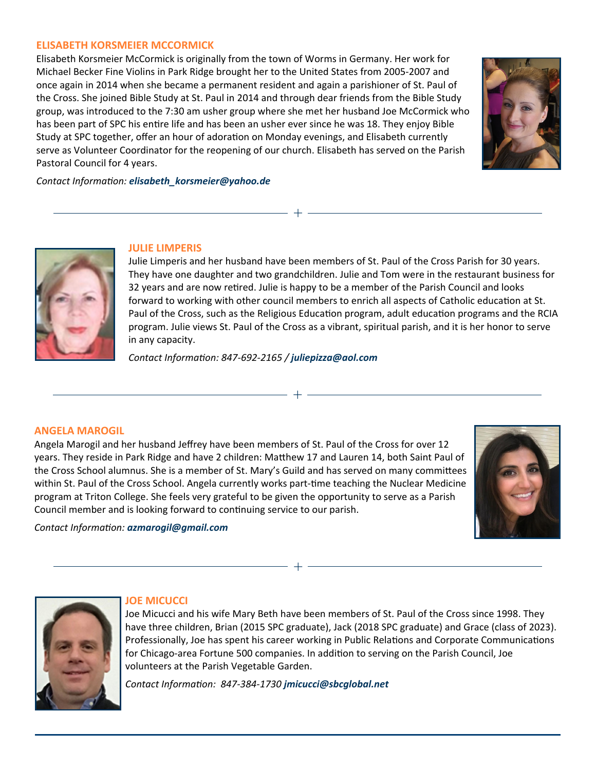### ELISABETH KORSMEIER MCCORMICK

Elisabeth Korsmeier McCormick is originally from the town of Worms in Germany. Her work for Michael Becker Fine Violins in Park Ridge brought her to the United States from 2005-2007 and once again in 2014 when she became a permanent resident and again a parishioner of St. Paul of the Cross. She joined Bible Study at St. Paul in 2014 and through dear friends from the Bible Study group, was introduced to the 7:30 am usher group where she met her husband Joe McCormick who has been part of SPC his entire life and has been an usher ever since he was 18. They enjoy Bible Study at SPC together, offer an hour of adoration on Monday evenings, and Elisabeth currently serve as Volunteer Coordinator for the reopening of our church. Elisabeth has served on the Parish Pastoral Council for 4 years.

*Contact Information:* ***elisabeth_korsmeier@yahoo.de***

---

### JULIE LIMPERIS

Julie Limperis and her husband have been members of St. Paul of the Cross Parish for 30 years. They have one daughter and two grandchildren. Julie and Tom were in the restaurant business for 32 years and are now retired. Julie is happy to be a member of the Parish Council and looks forward to working with other council members to enrich all aspects of Catholic education at St. Paul of the Cross, such as the Religious Education program, adult education programs and the RCIA program. Julie views St. Paul of the Cross as a vibrant, spiritual parish, and it is her honor to serve in any capacity.

*Contact Information: 847-692-2165 /* ***juliepizza@aol.com***

---

### ANGELA MAROGIL

Angela Marogil and her husband Jeffrey have been members of St. Paul of the Cross for over 12 years. They reside in Park Ridge and have 2 children: Matthew 17 and Lauren 14, both Saint Paul of the Cross School alumnus. She is a member of St. Mary's Guild and has served on many committees within St. Paul of the Cross School. Angela currently works part-time teaching the Nuclear Medicine program at Triton College. She feels very grateful to be given the opportunity to serve as a Parish Council member and is looking forward to continuing service to our parish.

*Contact Information:* ***azmarogil@gmail.com***

---

### JOE MICUCCI

Joe Micucci and his wife Mary Beth have been members of St. Paul of the Cross since 1998. They have three children, Brian (2015 SPC graduate), Jack (2018 SPC graduate) and Grace (class of 2023). Professionally, Joe has spent his career working in Public Relations and Corporate Communications for Chicago-area Fortune 500 companies. In addition to serving on the Parish Council, Joe volunteers at the Parish Vegetable Garden.

*Contact Information: 847-384-1730* ***jmicucci@sbcglobal.net***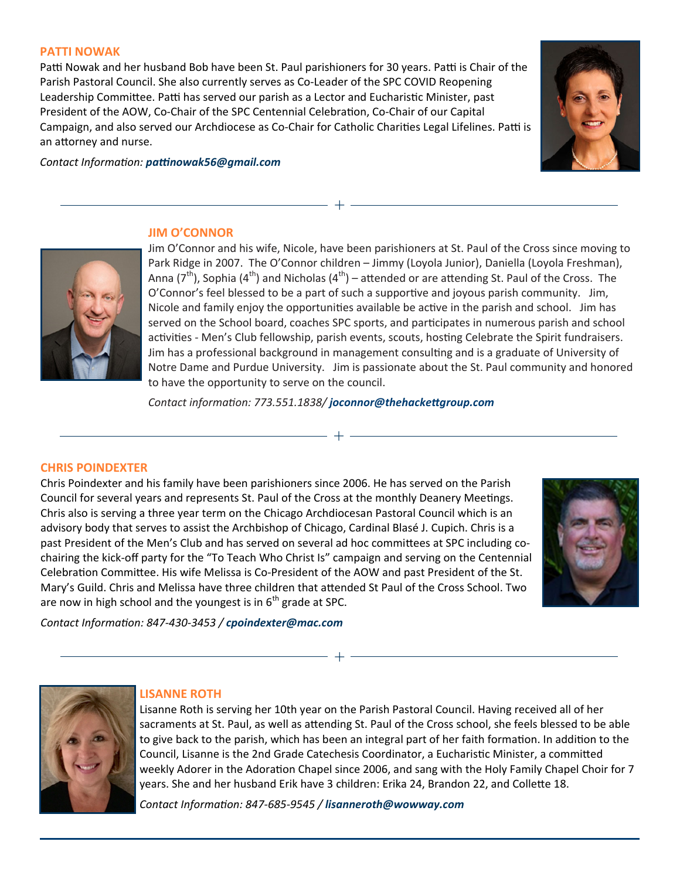## PATTI NOWAK

Patti Nowak and her husband Bob have been St. Paul parishioners for 30 years. Patti is Chair of the Parish Pastoral Council. She also currently serves as Co-Leader of the SPC COVID Reopening Leadership Committee. Patti has served our parish as a Lector and Eucharistic Minister, past President of the AOW, Co-Chair of the SPC Centennial Celebration, Co-Chair of our Capital Campaign, and also served our Archdiocese as Co-Chair for Catholic Charities Legal Lifelines. Patti is an attorney and nurse.

*Contact Information:* ***pattinowak56@gmail.com***

---

## JIM O'CONNOR

Jim O'Connor and his wife, Nicole, have been parishioners at St. Paul of the Cross since moving to Park Ridge in 2007. The O'Connor children – Jimmy (Loyola Junior), Daniella (Loyola Freshman), Anna (7th), Sophia (4th) and Nicholas (4th) – attended or are attending St. Paul of the Cross. The O'Connor's feel blessed to be a part of such a supportive and joyous parish community. Jim, Nicole and family enjoy the opportunities available be active in the parish and school. Jim has served on the School board, coaches SPC sports, and participates in numerous parish and school activities - Men's Club fellowship, parish events, scouts, hosting Celebrate the Spirit fundraisers. Jim has a professional background in management consulting and is a graduate of University of Notre Dame and Purdue University. Jim is passionate about the St. Paul community and honored to have the opportunity to serve on the council.

*Contact information: 773.551.1838/* ***joconnor@thehackettgroup.com***

---

## CHRIS POINDEXTER

Chris Poindexter and his family have been parishioners since 2006. He has served on the Parish Council for several years and represents St. Paul of the Cross at the monthly Deanery Meetings. Chris also is serving a three year term on the Chicago Archdiocesan Pastoral Council which is an advisory body that serves to assist the Archbishop of Chicago, Cardinal Blasé J. Cupich. Chris is a past President of the Men's Club and has served on several ad hoc committees at SPC including co-chairing the kick-off party for the "To Teach Who Christ Is" campaign and serving on the Centennial Celebration Committee. His wife Melissa is Co-President of the AOW and past President of the St. Mary's Guild. Chris and Melissa have three children that attended St Paul of the Cross School. Two are now in high school and the youngest is in 6th grade at SPC.

*Contact Information: 847-430-3453 /* ***cpoindexter@mac.com***

---

## LISANNE ROTH

Lisanne Roth is serving her 10th year on the Parish Pastoral Council. Having received all of her sacraments at St. Paul, as well as attending St. Paul of the Cross school, she feels blessed to be able to give back to the parish, which has been an integral part of her faith formation. In addition to the Council, Lisanne is the 2nd Grade Catechesis Coordinator, a Eucharistic Minister, a committed weekly Adorer in the Adoration Chapel since 2006, and sang with the Holy Family Chapel Choir for 7 years. She and her husband Erik have 3 children: Erika 24, Brandon 22, and Collette 18.

*Contact Information: 847-685-9545 /* ***lisanneroth@wowway.com***